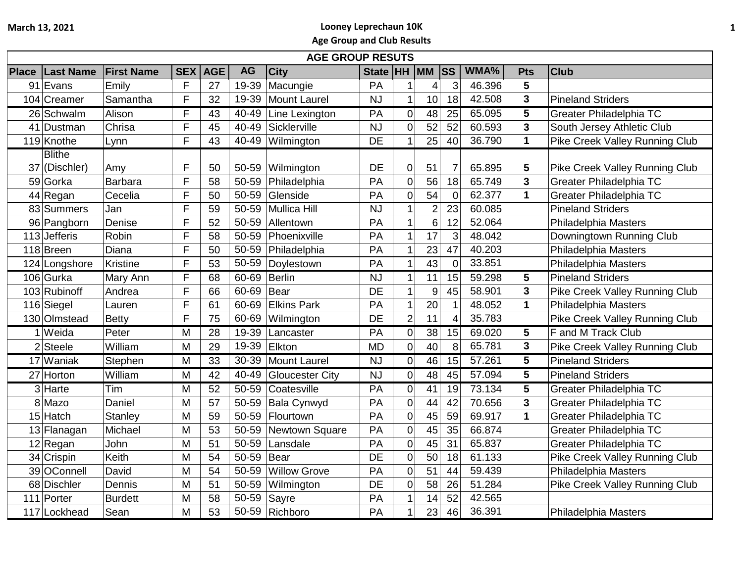March 13, 2021

# Looney Leprechaun 10K

## Age Group and Club Results

| AGE GROUP RESUTS | | | | | | | | | | | | | |
|---|---|---|---|---|---|---|---|---|---|---|---|---|---|
| Place | Last Name | First Name | SEX | AGE | AG | City | State | HH | MM | SS | WMA% | Pts | Club |
| 91 | Evans | Emily | F | 27 | 19-39 | Macungie | PA | 1 | 4 | 3 | 46.396 | 5 | |
| 104 | Creamer | Samantha | F | 32 | 19-39 | Mount Laurel | NJ | 1 | 10 | 18 | 42.508 | 3 | Pineland Striders |
| 26 | Schwalm | Alison | F | 43 | 40-49 | Line Lexington | PA | 0 | 48 | 25 | 65.095 | 5 | Greater Philadelphia TC |
| 41 | Dustman | Chrisa | F | 45 | 40-49 | Sicklerville | NJ | 0 | 52 | 52 | 60.593 | 3 | South Jersey Athletic Club |
| 119 | Knothe | Lynn | F | 43 | 40-49 | Wilmington | DE | 1 | 25 | 40 | 36.790 | 1 | Pike Creek Valley Running Club |
| 37 | Blithe (Dischler) | Amy | F | 50 | 50-59 | Wilmington | DE | 0 | 51 | 7 | 65.895 | 5 | Pike Creek Valley Running Club |
| 59 | Gorka | Barbara | F | 58 | 50-59 | Philadelphia | PA | 0 | 56 | 18 | 65.749 | 3 | Greater Philadelphia TC |
| 44 | Regan | Cecelia | F | 50 | 50-59 | Glenside | PA | 0 | 54 | 0 | 62.377 | 1 | Greater Philadelphia TC |
| 83 | Summers | Jan | F | 59 | 50-59 | Mullica Hill | NJ | 1 | 2 | 23 | 60.085 | | Pineland Striders |
| 96 | Pangborn | Denise | F | 52 | 50-59 | Allentown | PA | 1 | 6 | 12 | 52.064 | | Philadelphia Masters |
| 113 | Jefferis | Robin | F | 58 | 50-59 | Phoenixville | PA | 1 | 17 | 3 | 48.042 | | Downingtown Running Club |
| 118 | Breen | Diana | F | 50 | 50-59 | Philadelphia | PA | 1 | 23 | 47 | 40.203 | | Philadelphia Masters |
| 124 | Longshore | Kristine | F | 53 | 50-59 | Doylestown | PA | 1 | 43 | 0 | 33.851 | | Philadelphia Masters |
| 106 | Gurka | Mary Ann | F | 68 | 60-69 | Berlin | NJ | 1 | 11 | 15 | 59.298 | 5 | Pineland Striders |
| 103 | Rubinoff | Andrea | F | 66 | 60-69 | Bear | DE | 1 | 9 | 45 | 58.901 | 3 | Pike Creek Valley Running Club |
| 116 | Siegel | Lauren | F | 61 | 60-69 | Elkins Park | PA | 1 | 20 | 1 | 48.052 | 1 | Philadelphia Masters |
| 130 | Olmstead | Betty | F | 75 | 60-69 | Wilmington | DE | 2 | 11 | 4 | 35.783 | | Pike Creek Valley Running Club |
| 1 | Weida | Peter | M | 28 | 19-39 | Lancaster | PA | 0 | 38 | 15 | 69.020 | 5 | F and M Track Club |
| 2 | Steele | William | M | 29 | 19-39 | Elkton | MD | 0 | 40 | 8 | 65.781 | 3 | Pike Creek Valley Running Club |
| 17 | Waniak | Stephen | M | 33 | 30-39 | Mount Laurel | NJ | 0 | 46 | 15 | 57.261 | 5 | Pineland Striders |
| 27 | Horton | William | M | 42 | 40-49 | Gloucester City | NJ | 0 | 48 | 45 | 57.094 | 5 | Pineland Striders |
| 3 | Harte | Tim | M | 52 | 50-59 | Coatesville | PA | 0 | 41 | 19 | 73.134 | 5 | Greater Philadelphia TC |
| 8 | Mazo | Daniel | M | 57 | 50-59 | Bala Cynwyd | PA | 0 | 44 | 42 | 70.656 | 3 | Greater Philadelphia TC |
| 15 | Hatch | Stanley | M | 59 | 50-59 | Flourtown | PA | 0 | 45 | 59 | 69.917 | 1 | Greater Philadelphia TC |
| 13 | Flanagan | Michael | M | 53 | 50-59 | Newtown Square | PA | 0 | 45 | 35 | 66.874 | | Greater Philadelphia TC |
| 12 | Regan | John | M | 51 | 50-59 | Lansdale | PA | 0 | 45 | 31 | 65.837 | | Greater Philadelphia TC |
| 34 | Crispin | Keith | M | 54 | 50-59 | Bear | DE | 0 | 50 | 18 | 61.133 | | Pike Creek Valley Running Club |
| 39 | OConnell | David | M | 54 | 50-59 | Willow Grove | PA | 0 | 51 | 44 | 59.439 | | Philadelphia Masters |
| 68 | Dischler | Dennis | M | 51 | 50-59 | Wilmington | DE | 0 | 58 | 26 | 51.284 | | Pike Creek Valley Running Club |
| 111 | Porter | Burdett | M | 58 | 50-59 | Sayre | PA | 1 | 14 | 52 | 42.565 | | |
| 117 | Lockhead | Sean | M | 53 | 50-59 | Richboro | PA | 1 | 23 | 46 | 36.391 | | Philadelphia Masters |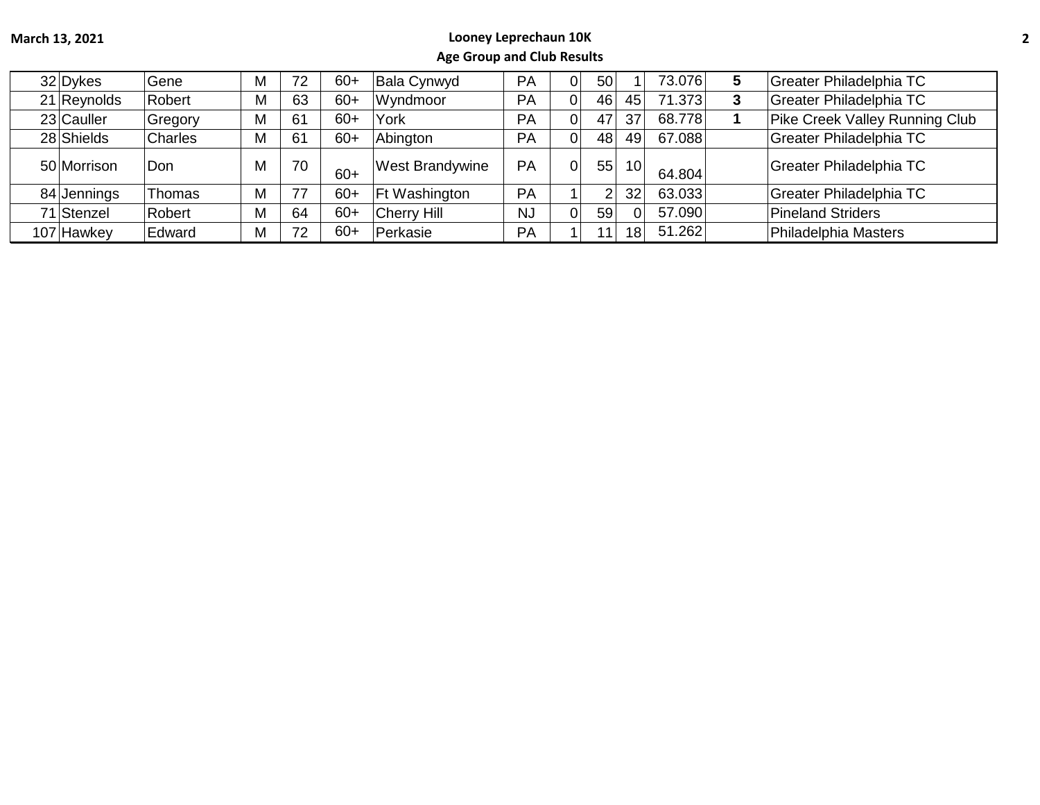March 13, 2021

**Looney Leprechaun 10K**

**Age Group and Club Results**

| | | | | | | | | | | | | | |
|---|---|---|---|---|---|---|---|---|---|---|---|---|---|
| 32 | Dykes | Gene | M | 72 | 60+ | Bala Cynwyd | PA | 0 | 50 | 1 | 73.076 | **5** | Greater Philadelphia TC |
| 21 | Reynolds | Robert | M | 63 | 60+ | Wyndmoor | PA | 0 | 46 | 45 | 71.373 | **3** | Greater Philadelphia TC |
| 23 | Cauller | Gregory | M | 61 | 60+ | York | PA | 0 | 47 | 37 | 68.778 | **1** | Pike Creek Valley Running Club |
| 28 | Shields | Charles | M | 61 | 60+ | Abington | PA | 0 | 48 | 49 | 67.088 | | Greater Philadelphia TC |
| 50 | Morrison | Don | M | 70 | 60+ | West Brandywine | PA | 0 | 55 | 10 | 64.804 | | Greater Philadelphia TC |
| 84 | Jennings | Thomas | M | 77 | 60+ | Ft Washington | PA | 1 | 2 | 32 | 63.033 | | Greater Philadelphia TC |
| 71 | Stenzel | Robert | M | 64 | 60+ | Cherry Hill | NJ | 0 | 59 | 0 | 57.090 | | Pineland Striders |
| 107 | Hawkey | Edward | M | 72 | 60+ | Perkasie | PA | 1 | 11 | 18 | 51.262 | | Philadelphia Masters |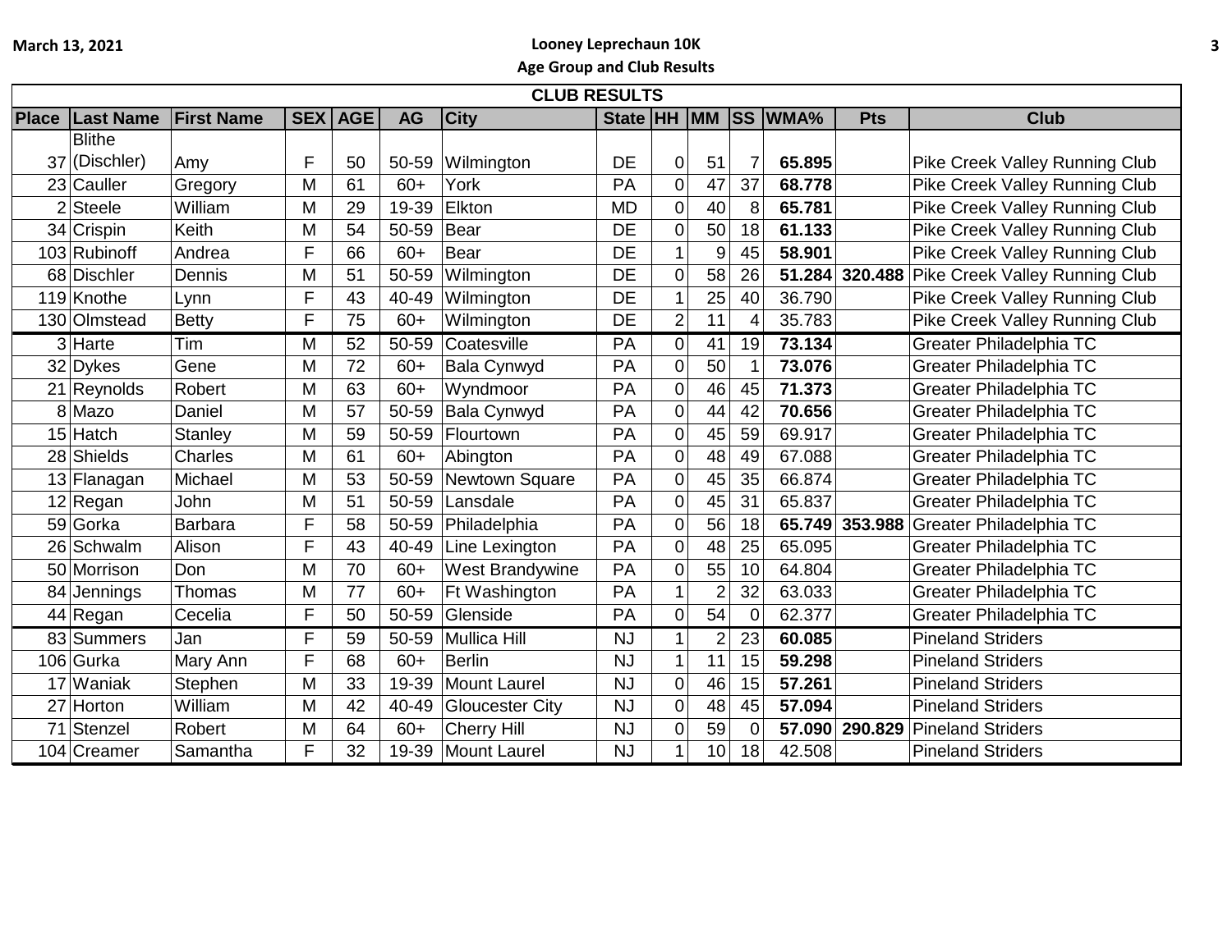March 13, 2021

**Looney Leprechaun 10K**

**Age Group and Club Results**

**CLUB RESULTS**

| Place | Last Name | First Name | SEX | AGE | AG | City | State | HH | MM | SS | WMA% | Pts | Club |
|---|---|---|---|---|---|---|---|---|---|---|---|---|---|
| 37 | Blithe (Dischler) | Amy | F | 50 | 50-59 | Wilmington | DE | 0 | 51 | 7 | **65.895** | | Pike Creek Valley Running Club |
| 23 | Cauller | Gregory | M | 61 | 60+ | York | PA | 0 | 47 | 37 | **68.778** | | Pike Creek Valley Running Club |
| 2 | Steele | William | M | 29 | 19-39 | Elkton | MD | 0 | 40 | 8 | **65.781** | | Pike Creek Valley Running Club |
| 34 | Crispin | Keith | M | 54 | 50-59 | Bear | DE | 0 | 50 | 18 | **61.133** | | Pike Creek Valley Running Club |
| 103 | Rubinoff | Andrea | F | 66 | 60+ | Bear | DE | 1 | 9 | 45 | **58.901** | | Pike Creek Valley Running Club |
| 68 | Dischler | Dennis | M | 51 | 50-59 | Wilmington | DE | 0 | 58 | 26 | **51.284** | **320.488** | Pike Creek Valley Running Club |
| 119 | Knothe | Lynn | F | 43 | 40-49 | Wilmington | DE | 1 | 25 | 40 | 36.790 | | Pike Creek Valley Running Club |
| 130 | Olmstead | Betty | F | 75 | 60+ | Wilmington | DE | 2 | 11 | 4 | 35.783 | | Pike Creek Valley Running Club |
| 3 | Harte | Tim | M | 52 | 50-59 | Coatesville | PA | 0 | 41 | 19 | **73.134** | | Greater Philadelphia TC |
| 32 | Dykes | Gene | M | 72 | 60+ | Bala Cynwyd | PA | 0 | 50 | 1 | **73.076** | | Greater Philadelphia TC |
| 21 | Reynolds | Robert | M | 63 | 60+ | Wyndmoor | PA | 0 | 46 | 45 | **71.373** | | Greater Philadelphia TC |
| 8 | Mazo | Daniel | M | 57 | 50-59 | Bala Cynwyd | PA | 0 | 44 | 42 | **70.656** | | Greater Philadelphia TC |
| 15 | Hatch | Stanley | M | 59 | 50-59 | Flourtown | PA | 0 | 45 | 59 | 69.917 | | Greater Philadelphia TC |
| 28 | Shields | Charles | M | 61 | 60+ | Abington | PA | 0 | 48 | 49 | 67.088 | | Greater Philadelphia TC |
| 13 | Flanagan | Michael | M | 53 | 50-59 | Newtown Square | PA | 0 | 45 | 35 | 66.874 | | Greater Philadelphia TC |
| 12 | Regan | John | M | 51 | 50-59 | Lansdale | PA | 0 | 45 | 31 | 65.837 | | Greater Philadelphia TC |
| 59 | Gorka | Barbara | F | 58 | 50-59 | Philadelphia | PA | 0 | 56 | 18 | **65.749** | **353.988** | Greater Philadelphia TC |
| 26 | Schwalm | Alison | F | 43 | 40-49 | Line Lexington | PA | 0 | 48 | 25 | 65.095 | | Greater Philadelphia TC |
| 50 | Morrison | Don | M | 70 | 60+ | West Brandywine | PA | 0 | 55 | 10 | 64.804 | | Greater Philadelphia TC |
| 84 | Jennings | Thomas | M | 77 | 60+ | Ft Washington | PA | 1 | 2 | 32 | 63.033 | | Greater Philadelphia TC |
| 44 | Regan | Cecelia | F | 50 | 50-59 | Glenside | PA | 0 | 54 | 0 | 62.377 | | Greater Philadelphia TC |
| 83 | Summers | Jan | F | 59 | 50-59 | Mullica Hill | NJ | 1 | 2 | 23 | **60.085** | | Pineland Striders |
| 106 | Gurka | Mary Ann | F | 68 | 60+ | Berlin | NJ | 1 | 11 | 15 | **59.298** | | Pineland Striders |
| 17 | Waniak | Stephen | M | 33 | 19-39 | Mount Laurel | NJ | 0 | 46 | 15 | **57.261** | | Pineland Striders |
| 27 | Horton | William | M | 42 | 40-49 | Gloucester City | NJ | 0 | 48 | 45 | **57.094** | | Pineland Striders |
| 71 | Stenzel | Robert | M | 64 | 60+ | Cherry Hill | NJ | 0 | 59 | 0 | **57.090** | **290.829** | Pineland Striders |
| 104 | Creamer | Samantha | F | 32 | 19-39 | Mount Laurel | NJ | 1 | 10 | 18 | 42.508 | | Pineland Striders |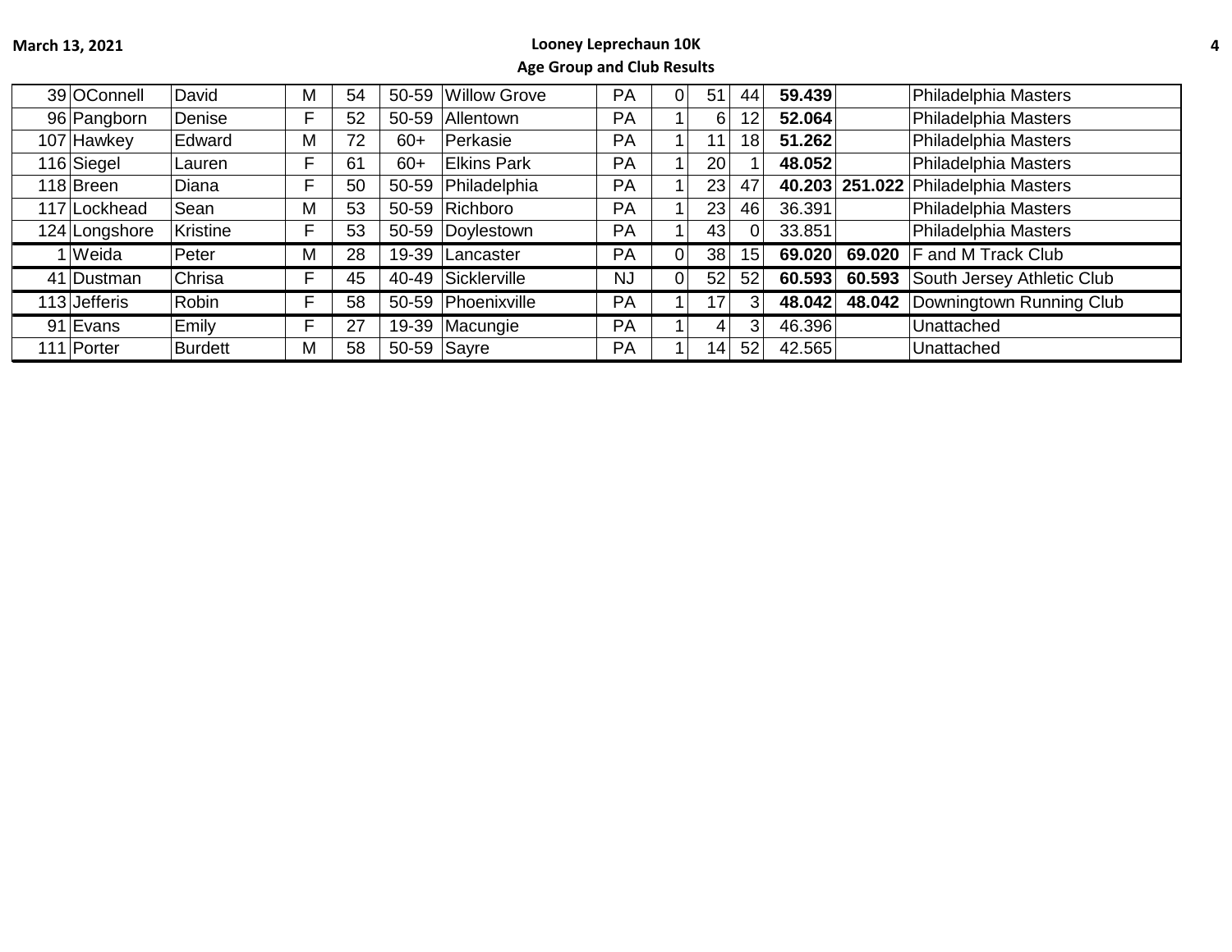# Looney Leprechaun 10K

## Age Group and Club Results

March 13, 2021

| | | | | | | | | | | | | | |
|---|---|---|---|---|---|---|---|---|---|---|---|---|---|
| 39 | OConnell | David | M | 54 | 50-59 | Willow Grove | PA | 0 | 51 | 44 | **59.439** | | Philadelphia Masters |
| 96 | Pangborn | Denise | F | 52 | 50-59 | Allentown | PA | 1 | 6 | 12 | **52.064** | | Philadelphia Masters |
| 107 | Hawkey | Edward | M | 72 | 60+ | Perkasie | PA | 1 | 11 | 18 | **51.262** | | Philadelphia Masters |
| 116 | Siegel | Lauren | F | 61 | 60+ | Elkins Park | PA | 1 | 20 | 1 | **48.052** | | Philadelphia Masters |
| 118 | Breen | Diana | F | 50 | 50-59 | Philadelphia | PA | 1 | 23 | 47 | **40.203** | **251.022** | Philadelphia Masters |
| 117 | Lockhead | Sean | M | 53 | 50-59 | Richboro | PA | 1 | 23 | 46 | 36.391 | | Philadelphia Masters |
| 124 | Longshore | Kristine | F | 53 | 50-59 | Doylestown | PA | 1 | 43 | 0 | 33.851 | | Philadelphia Masters |
| 1 | Weida | Peter | M | 28 | 19-39 | Lancaster | PA | 0 | 38 | 15 | **69.020** | **69.020** | F and M Track Club |
| 41 | Dustman | Chrisa | F | 45 | 40-49 | Sicklerville | NJ | 0 | 52 | 52 | **60.593** | **60.593** | South Jersey Athletic Club |
| 113 | Jefferis | Robin | F | 58 | 50-59 | Phoenixville | PA | 1 | 17 | 3 | **48.042** | **48.042** | Downingtown Running Club |
| 91 | Evans | Emily | F | 27 | 19-39 | Macungie | PA | 1 | 4 | 3 | 46.396 | | Unattached |
| 111 | Porter | Burdett | M | 58 | 50-59 | Sayre | PA | 1 | 14 | 52 | 42.565 | | Unattached |